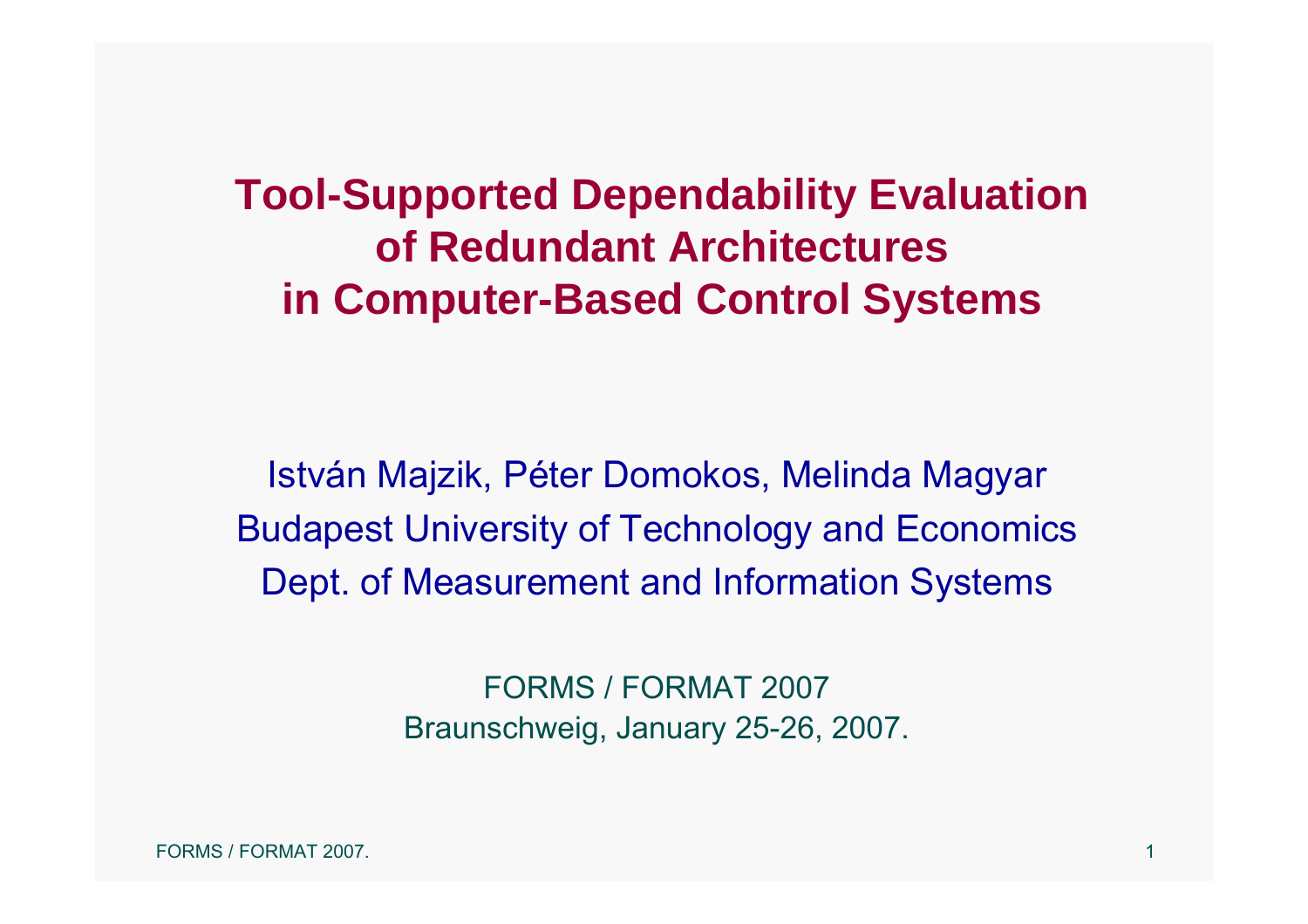# Tool-Supported Dependability Evaluation of Redundant Architectures in Computer-Based Control Systems

István Majzik, Péter Domokos, Melinda Magyar

Budapest University of Technology and Economics

Dept. of Measurement and Information Systems

FORMS / FORMAT 2007

Braunschweig, January 25-26, 2007.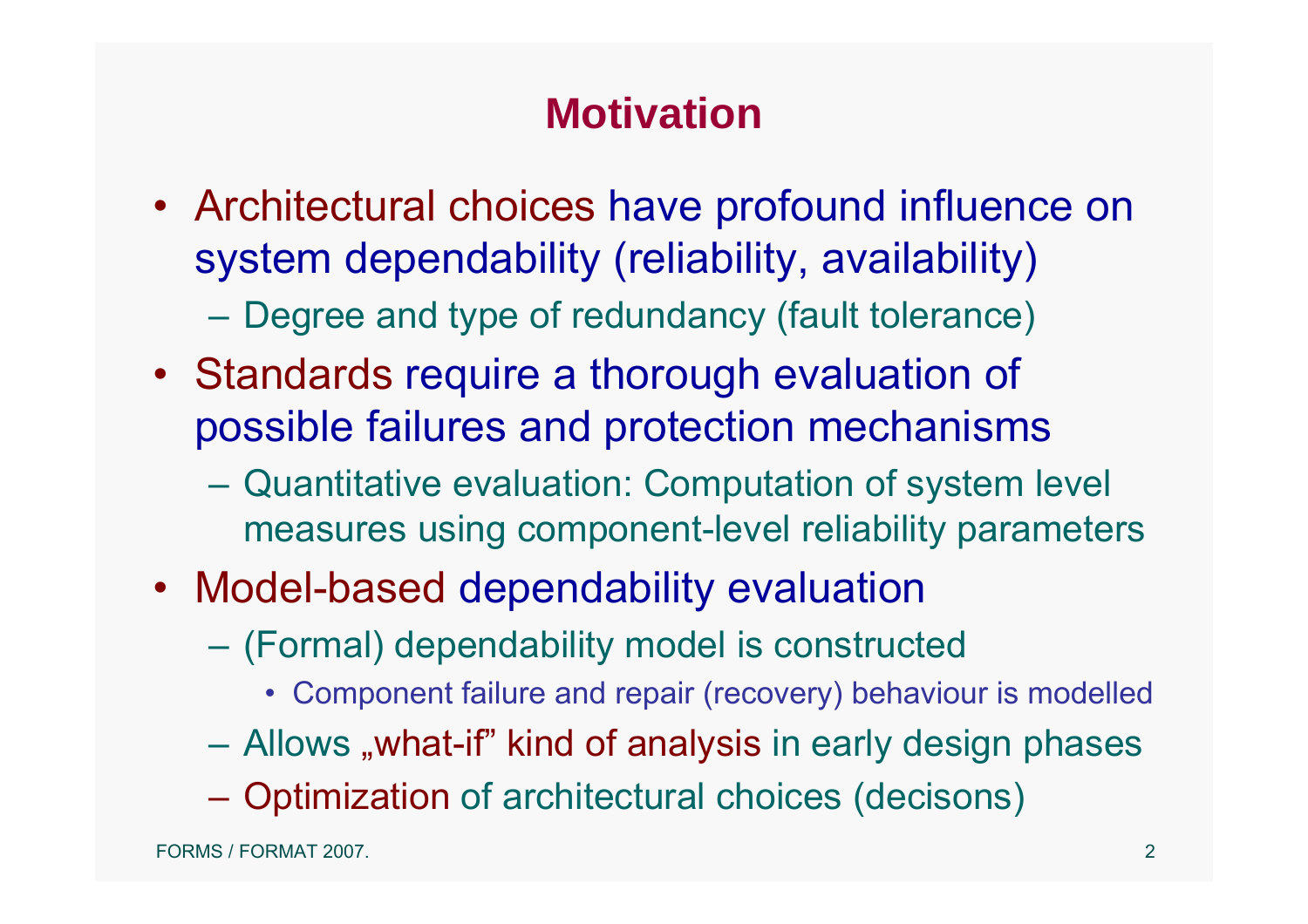# Motivation

- Architectural choices have profound influence on system dependability (reliability, availability)
  - Degree and type of redundancy (fault tolerance)
- Standards require a thorough evaluation of possible failures and protection mechanisms
  - Quantitative evaluation: Computation of system level measures using component-level reliability parameters
- Model-based dependability evaluation
  - (Formal) dependability model is constructed
    - Component failure and repair (recovery) behaviour is modelled
  - Allows „what-if" kind of analysis in early design phases
  - Optimization of architectural choices (decisons)

FORMS / FORMAT 2007.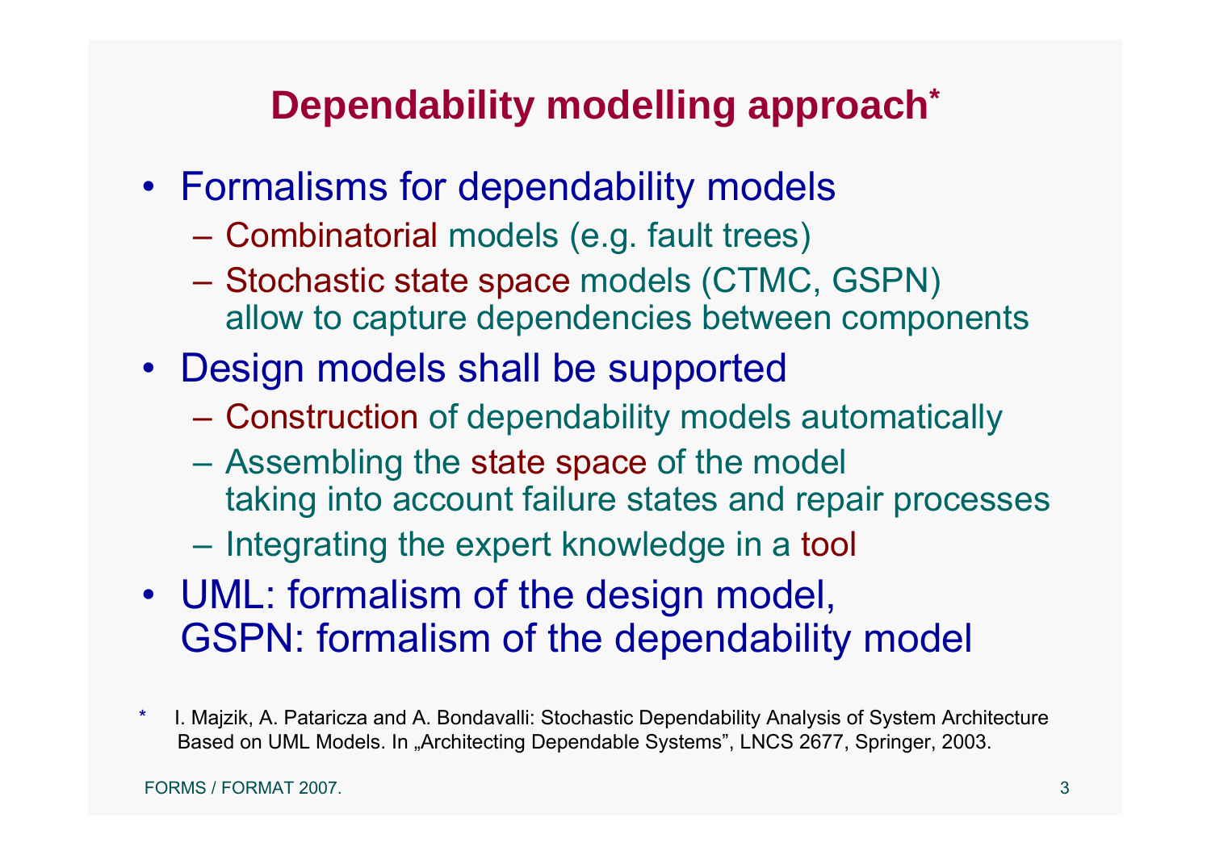# Dependability modelling approach*

- Formalisms for dependability models
  - Combinatorial models (e.g. fault trees)
  - Stochastic state space models (CTMC, GSPN) allow to capture dependencies between components
- Design models shall be supported
  - Construction of dependability models automatically
  - Assembling the state space of the model taking into account failure states and repair processes
  - Integrating the expert knowledge in a tool
- UML: formalism of the design model,
  GSPN: formalism of the dependability model

\* I. Majzik, A. Pataricza and A. Bondavalli: Stochastic Dependability Analysis of System Architecture Based on UML Models. In „Architecting Dependable Systems", LNCS 2677, Springer, 2003.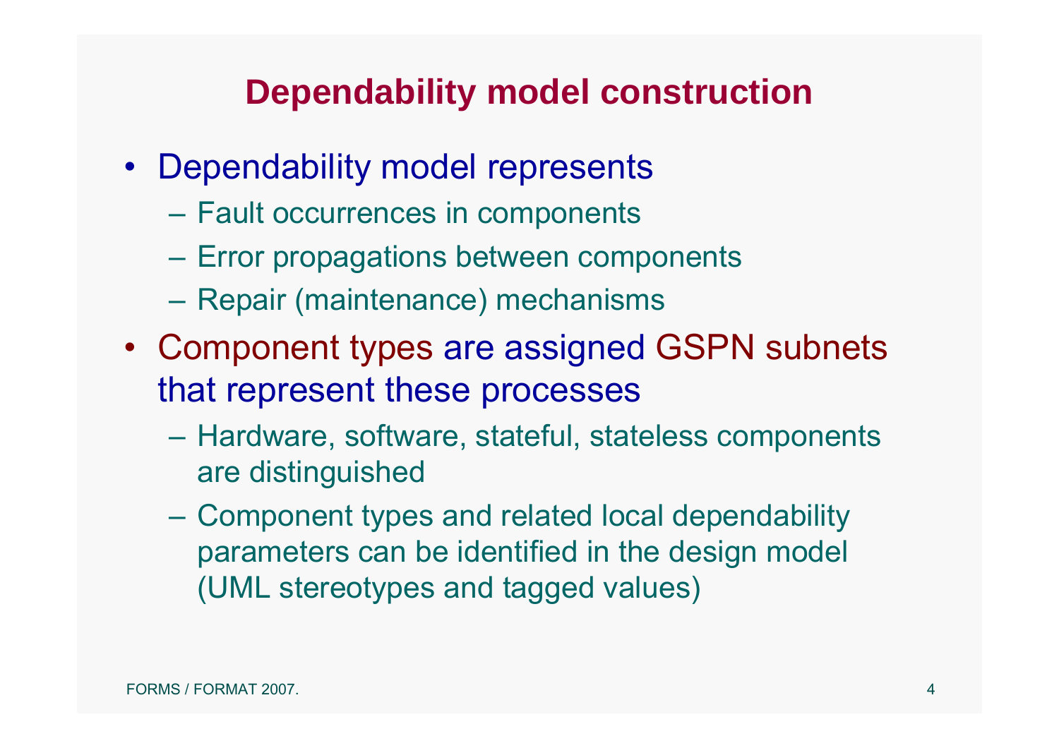# Dependability model construction

- Dependability model represents
  - Fault occurrences in components
  - Error propagations between components
  - Repair (maintenance) mechanisms
- Component types are assigned GSPN subnets that represent these processes
  - Hardware, software, stateful, stateless components are distinguished
  - Component types and related local dependability parameters can be identified in the design model (UML stereotypes and tagged values)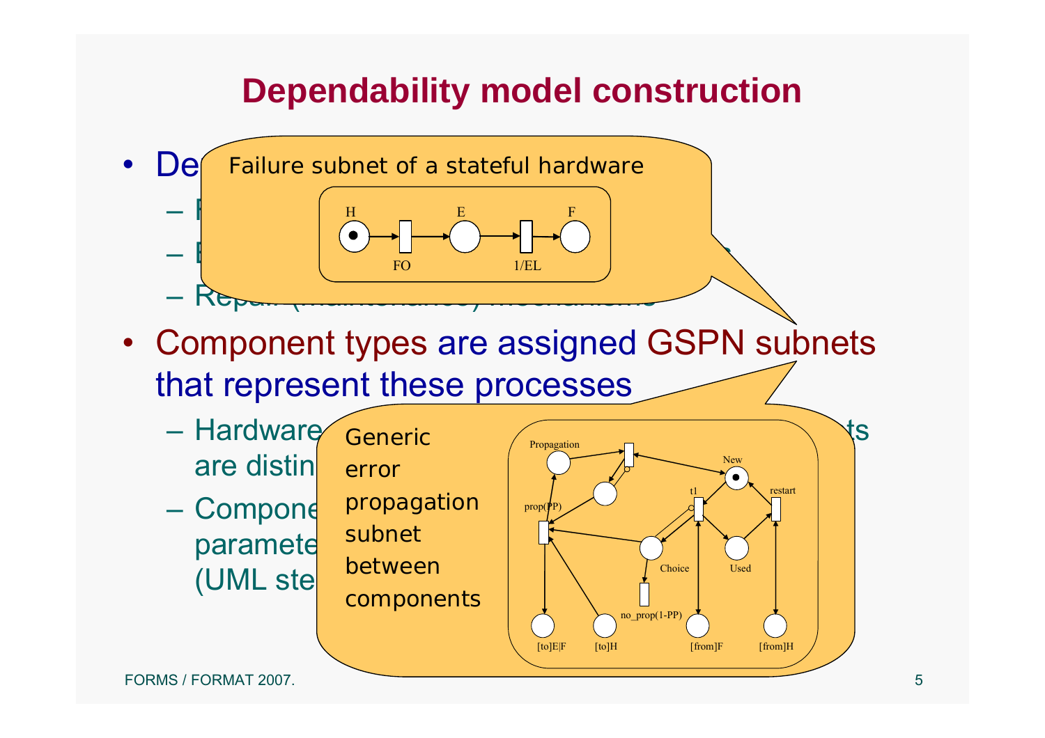# Dependability model construction

- De
  - F
  - E
  - Repair (maintenance) mechanisms

Failure subnet of a stateful hardware

H — FO — E — 1/EL — F

- Component types are assigned GSPN subnets that represent these processes
  - Hardware ... ts are distin
  - Compone... paramete... (UML ste

Generic error propagation subnet between components

Propagation, New, t1, restart, prop(PP), Choice, Used, no_prop(1-PP), [to]E|F, [to]H, [from]F, [from]H

FORMS / FORMAT 2007.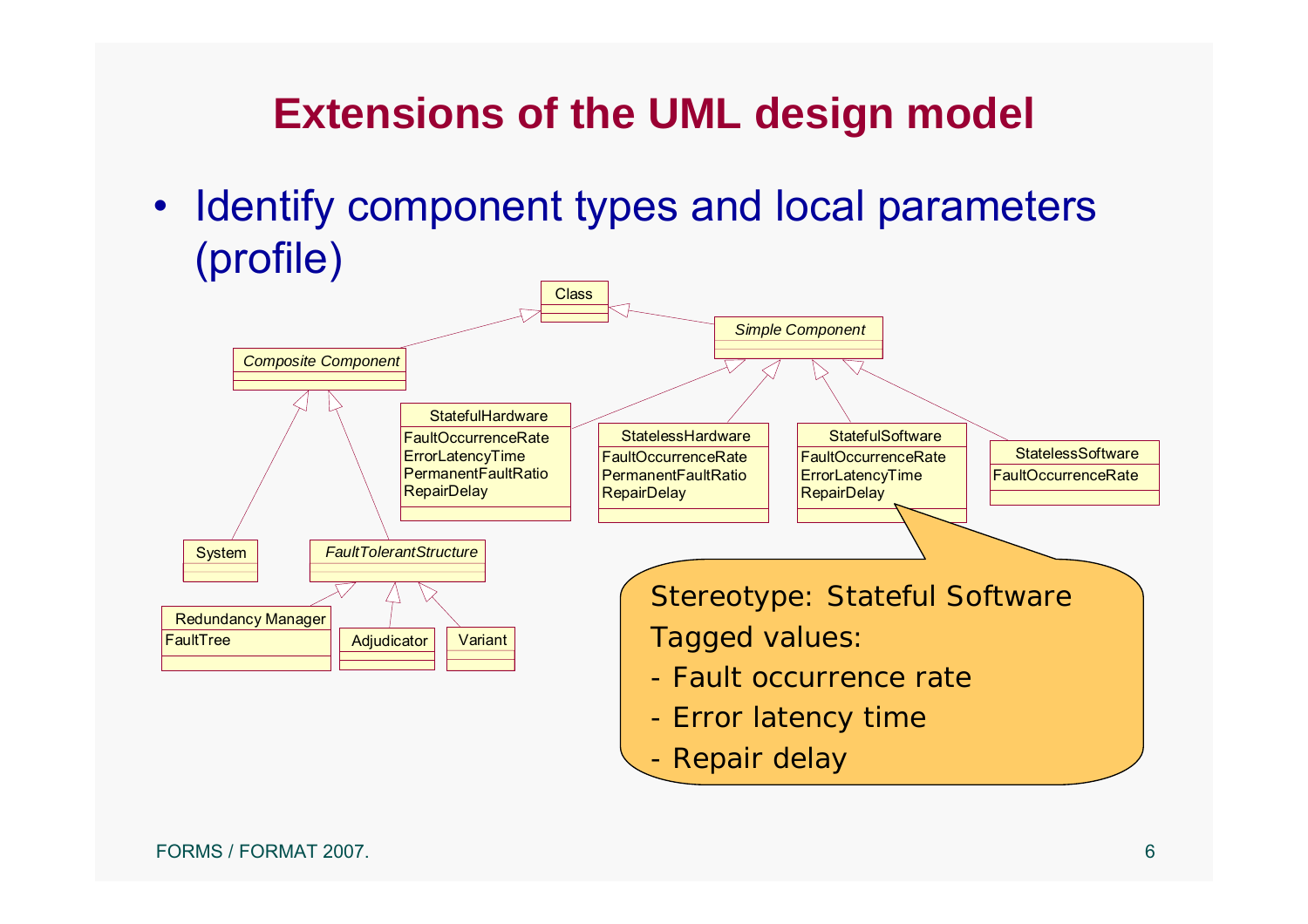# Extensions of the UML design model

- Identify component types and local parameters (profile)

Class

*Composite Component*

*Simple Component*

StatefulHardware
FaultOccurrenceRate
ErrorLatencyTime
PermanentFaultRatio
RepairDelay

StatelessHardware
FaultOccurrenceRate
PermanentFaultRatio
RepairDelay

StatefulSoftware
FaultOccurrenceRate
ErrorLatencyTime
RepairDelay

StatelessSoftware
FaultOccurrenceRate

System

*FaultTolerantStructure*

Redundancy Manager
FaultTree

Adjudicator

Variant

Stereotype: Stateful Software
Tagged values:
- Fault occurrence rate
- Error latency time
- Repair delay

FORMS / FORMAT 2007.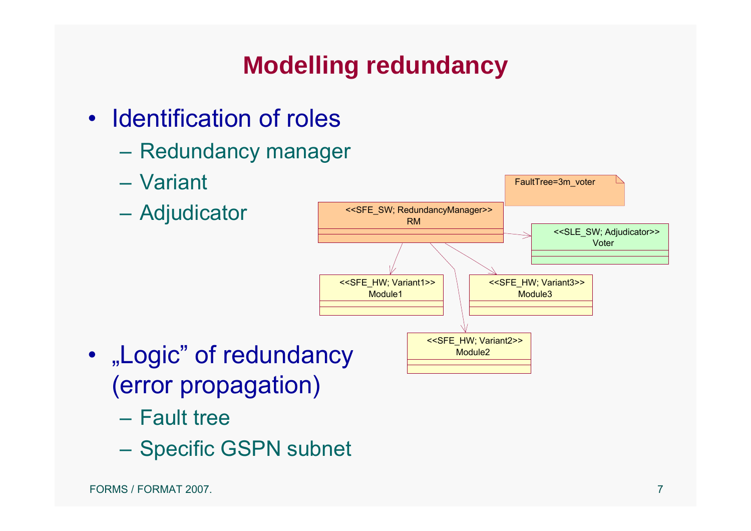# Modelling redundancy

- Identification of roles
  - Redundancy manager
  - Variant
  - Adjudicator

FaultTree=3m_voter

<<SFE_SW; RedundancyManager>>
RM

<<SLE_SW; Adjudicator>>
Voter

<<SFE_HW; Variant1>>
Module1

<<SFE_HW; Variant3>>
Module3

<<SFE_HW; Variant2>>
Module2

- „Logic" of redundancy (error propagation)
  - Fault tree
  - Specific GSPN subnet

FORMS / FORMAT 2007.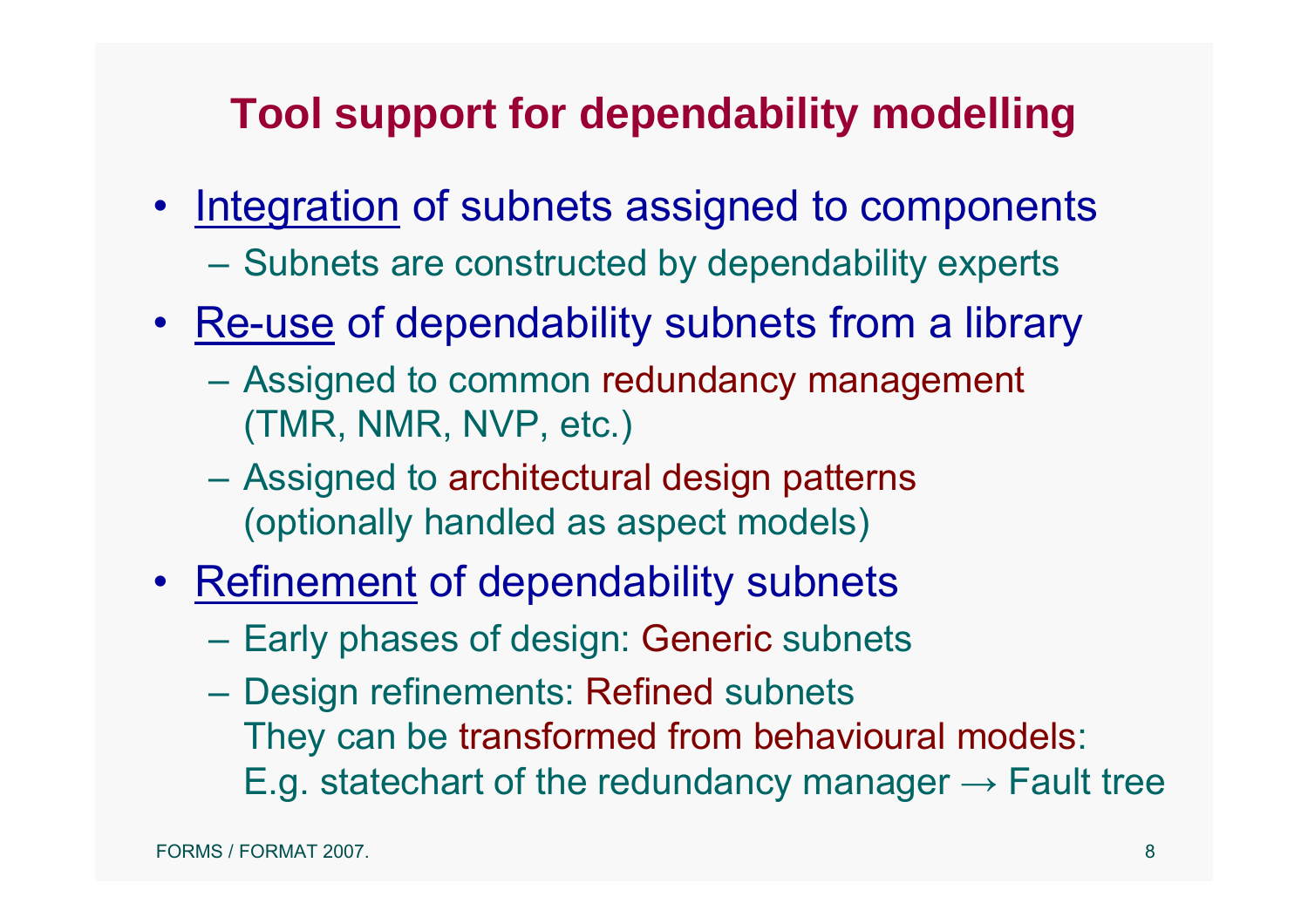# Tool support for dependability modelling

- Integration of subnets assigned to components
  - Subnets are constructed by dependability experts
- Re-use of dependability subnets from a library
  - Assigned to common redundancy management (TMR, NMR, NVP, etc.)
  - Assigned to architectural design patterns (optionally handled as aspect models)
- Refinement of dependability subnets
  - Early phases of design: Generic subnets
  - Design refinements: Refined subnets
    They can be transformed from behavioural models:
    E.g. statechart of the redundancy manager → Fault tree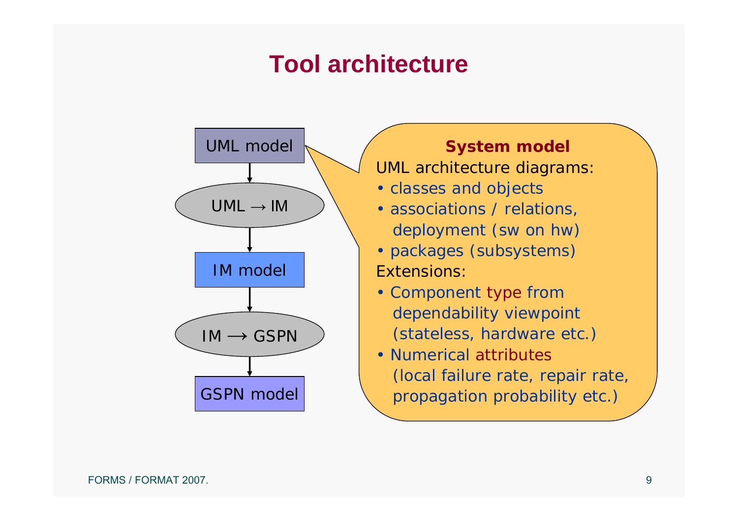# Tool architecture

UML model

UML → IM

IM model

IM → GSPN

GSPN model

**System model**

UML architecture diagrams:

- classes and objects
- associations / relations, deployment (sw on hw)
- packages (subsystems)

Extensions:

- Component type from dependability viewpoint (stateless, hardware etc.)
- Numerical attributes (local failure rate, repair rate, propagation probability etc.)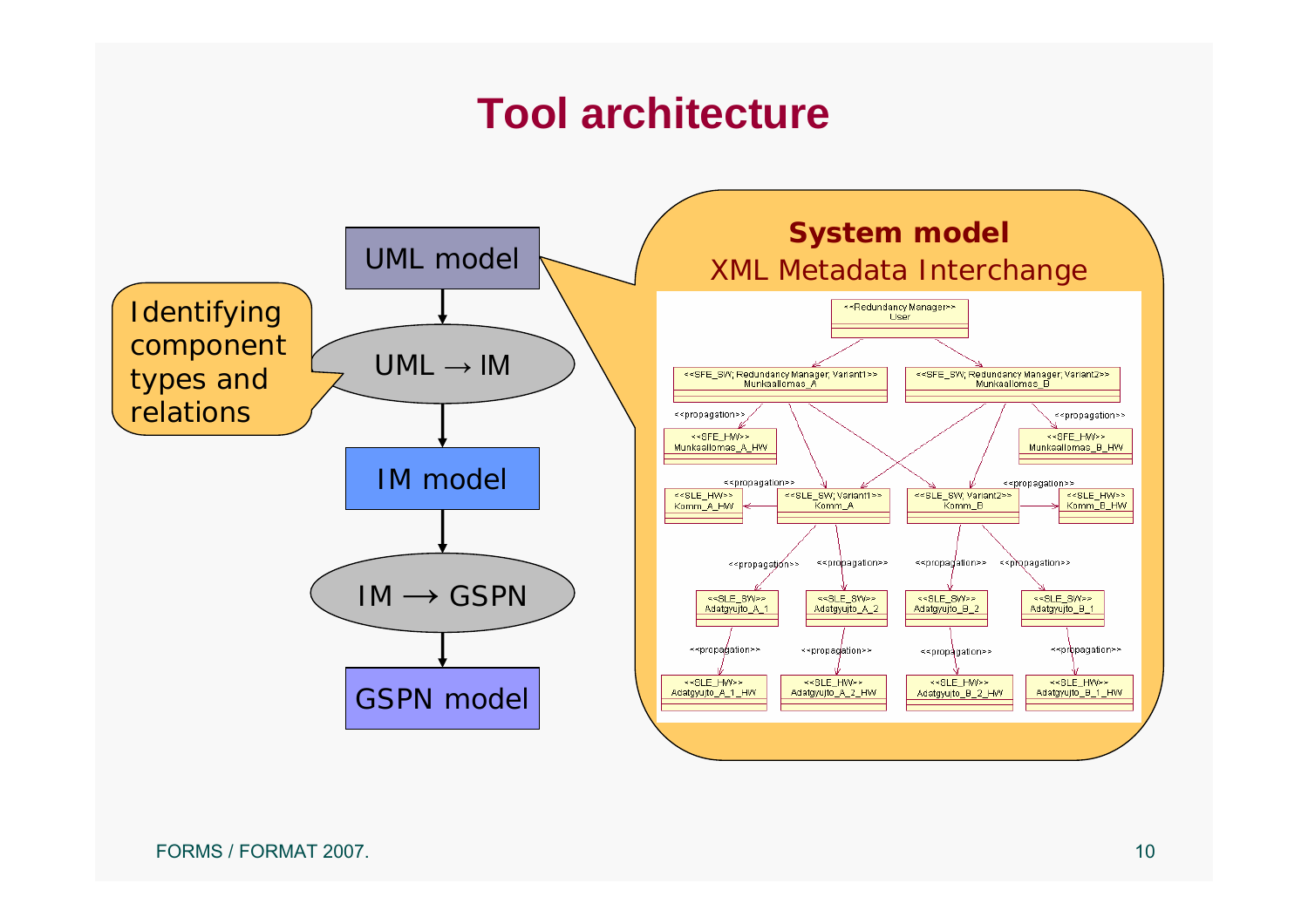# Tool architecture

UML model → UML → IM → IM model → IM → GSPN → GSPN model

Identifying component types and relations

**System model**

XML Metadata Interchange

<<Redundancy Manager>> User

<<SFE_SW; Redundancy Manager; Variant1>> Munkaallomas_A

<<SFE_SW; Redundancy Manager; Variant2>> Munkaallomas_B

<<SFE_HW>> Munkaallomas_A_HW

<<SFE_HW>> Munkaallomas_B_HW

<<SLE_HW>> Komm_A_HW

<<SLE_SW; Variant1>> Komm_A

<<SLE_SW; Variant2>> Komm_B

<<SLE_HW>> Komm_B_HW

<<SLE_SW>> Adatgyujto_A_1

<<SLE_SW>> Adatgyujto_A_2

<<SLE_SW>> Adatgyujto_B_2

<<SLE_SW>> Adatgyujto_B_1

<<SLE_HW>> Adatgyujto_A_1_HW

<<SLE_HW>> Adatgyujto_A_2_HW

<<SLE_HW>> Adatgyujto_B_2_HW

<<SLE_HW>> Adatgyujto_B_1_HW

<<propagation>>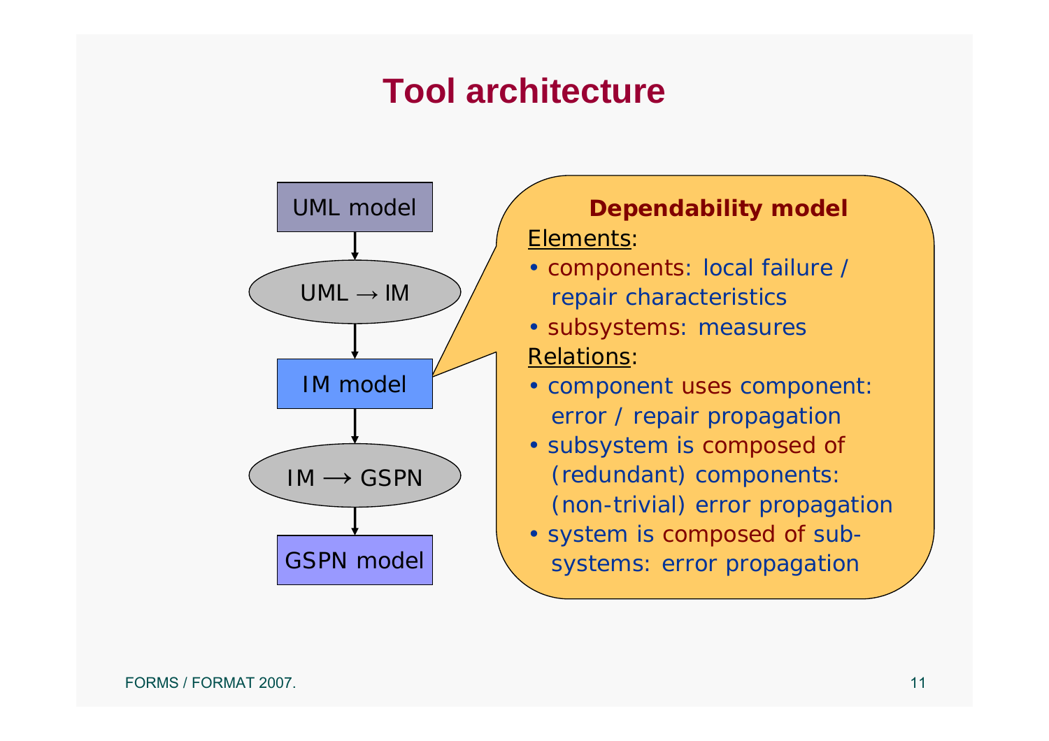# Tool architecture

UML model

↓

UML → IM

↓

IM model

↓

IM ⟶ GSPN

↓

GSPN model

**Dependability model**

Elements:

- components: local failure / repair characteristics
- subsystems: measures

Relations:

- component uses component: error / repair propagation
- subsystem is composed of (redundant) components: (non-trivial) error propagation
- system is composed of sub-systems: error propagation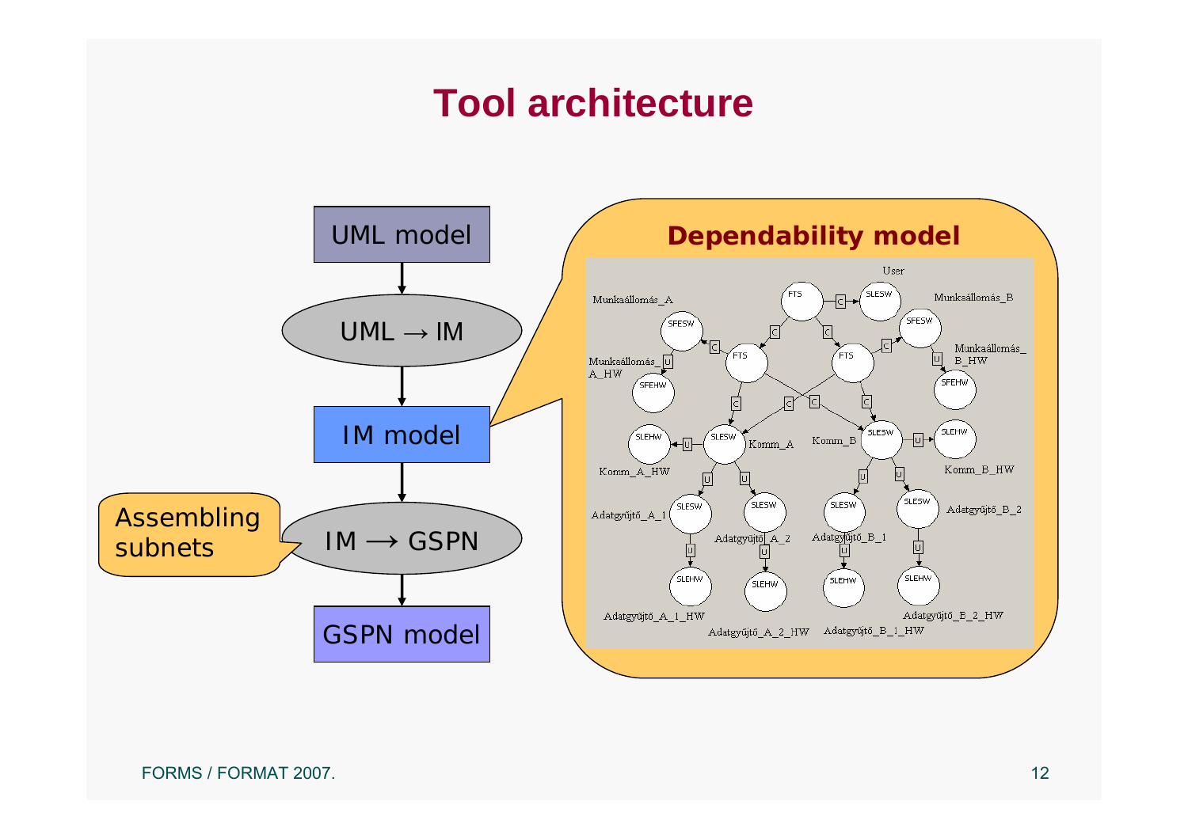# Tool architecture

UML model

UML → IM

IM model

Assembling subnets

IM → GSPN

GSPN model

**Dependability model**

User

Munkaállomás_A

Munkaállomás_B

Munkaállomás_A_HW

Munkaállomás_B_HW

Komm_A

Komm_B

Komm_A_HW

Komm_B_HW

Adatgyűjtő_A_1

Adatgyűjtő_A_2

Adatgyűjtő_B_1

Adatgyűjtő_B_2

Adatgyűjtő_A_1_HW

Adatgyűjtő_A_2_HW

Adatgyűjtő_B_1_HW

Adatgyűjtő_B_2_HW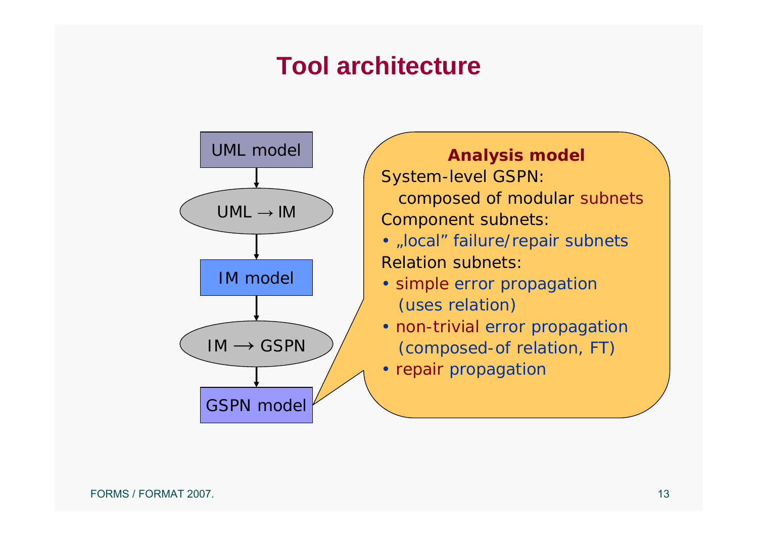# Tool architecture

UML model

↓

UML → IM

↓

IM model

↓

IM → GSPN

↓

GSPN model

**Analysis model**

System-level GSPN:

composed of modular subnets

Component subnets:

- „local” failure/repair subnets

Relation subnets:

- simple error propagation (uses relation)
- non-trivial error propagation (composed-of relation, FT)
- repair propagation

FORMS / FORMAT 2007.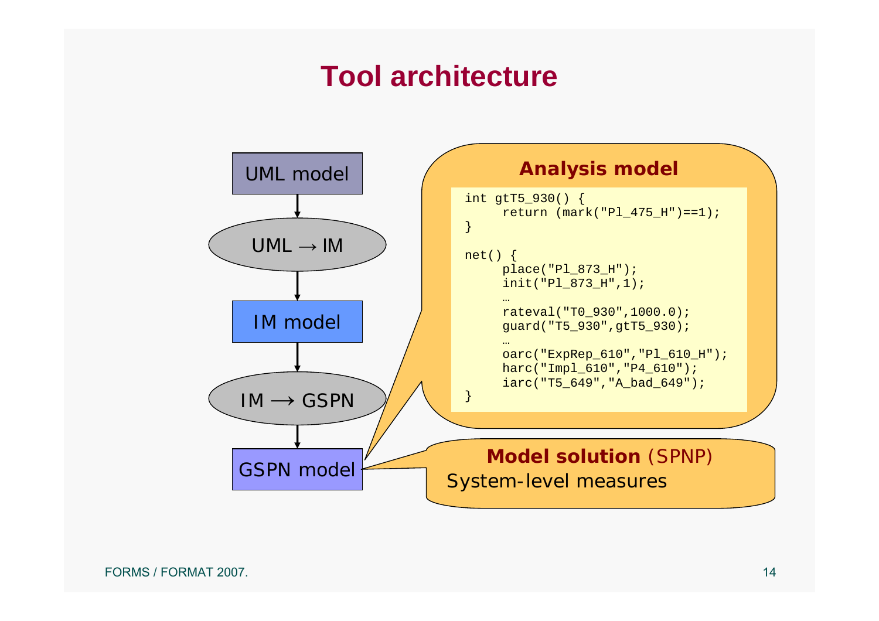# Tool architecture

UML model

↓

UML → IM

↓

IM model

↓

IM → GSPN

↓

GSPN model

**Analysis model**

```
int gtT5_930() {
     return (mark("Pl_475_H")==1);
}

net() {
     place("Pl_873_H");
     init("Pl_873_H",1);
     …
     rateval("T0_930",1000.0);
     guard("T5_930",gtT5_930);
     …
     oarc("ExpRep_610","Pl_610_H");
     harc("Impl_610","P4_610");
     iarc("T5_649","A_bad_649");
}
```

**Model solution** (SPNP)

System-level measures

FORMS / FORMAT 2007.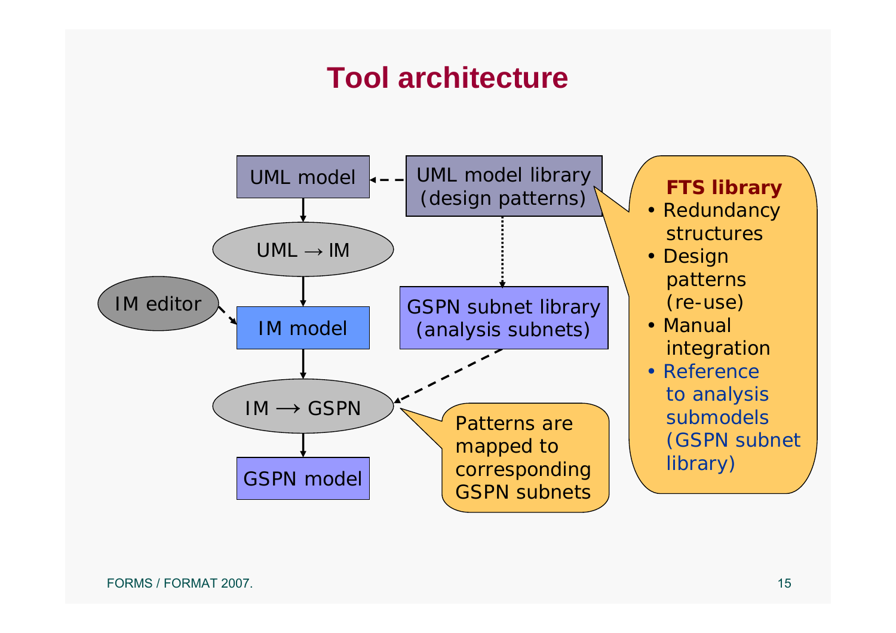# Tool architecture

UML model

UML model library (design patterns)

UML → IM

IM editor

IM model

GSPN subnet library (analysis subnets)

IM → GSPN

GSPN model

Patterns are mapped to corresponding GSPN subnets

**FTS library**

- Redundancy structures
- Design patterns (re-use)
- Manual integration
- Reference to analysis submodels (GSPN subnet library)

FORMS / FORMAT 2007.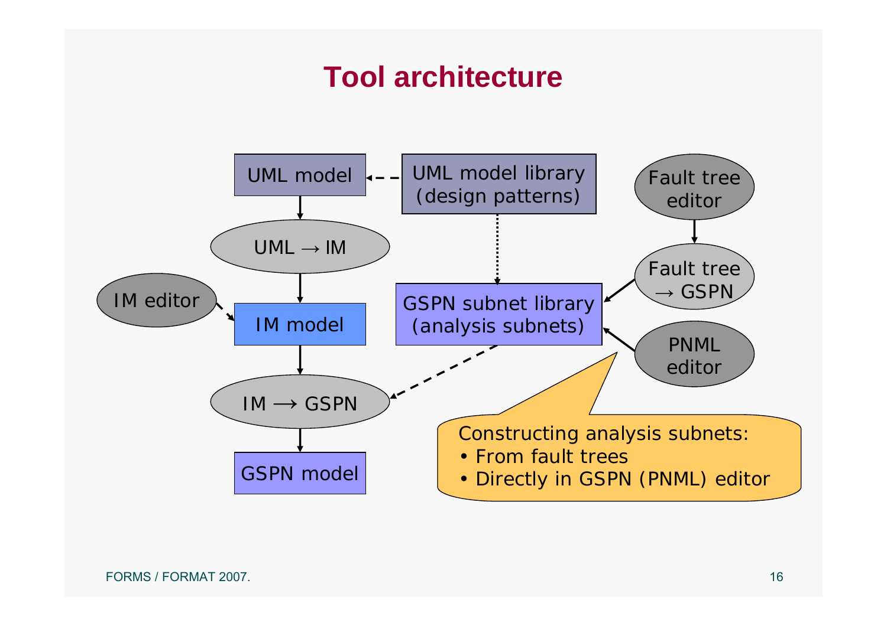# Tool architecture

UML model

UML model library (design patterns)

Fault tree editor

UML → IM

Fault tree → GSPN

IM editor

IM model

GSPN subnet library (analysis subnets)

PNML editor

IM → GSPN

GSPN model

Constructing analysis subnets:

- From fault trees
- Directly in GSPN (PNML) editor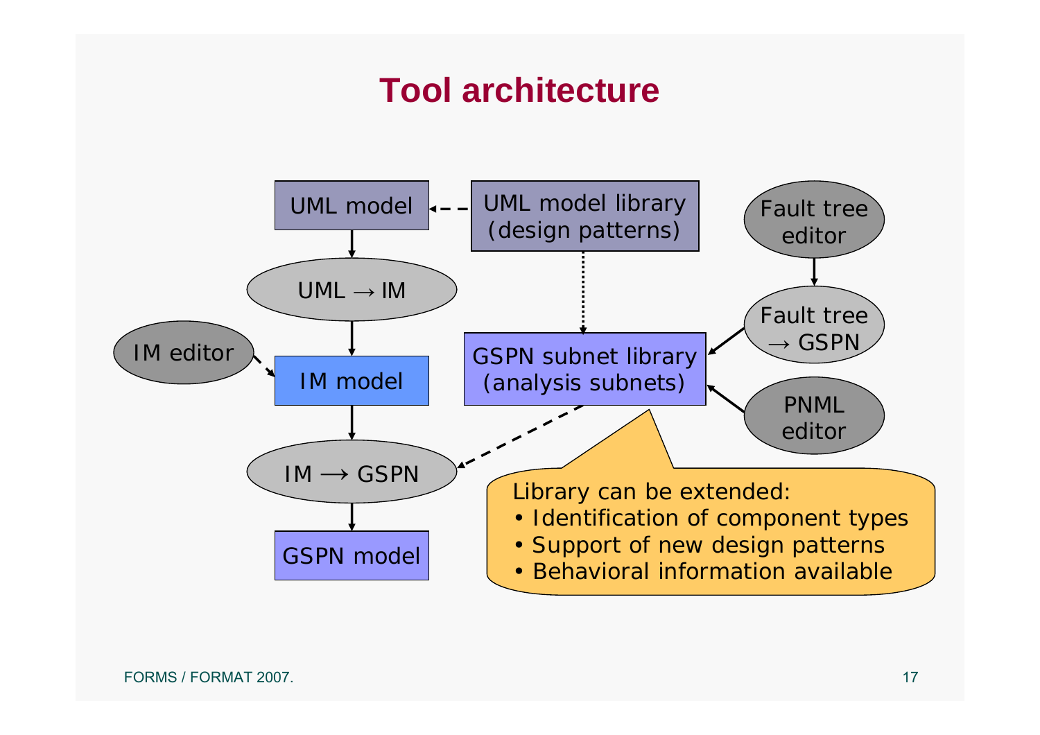# Tool architecture

UML model

UML model library (design patterns)

Fault tree editor

UML → IM

Fault tree → GSPN

IM editor

IM model

GSPN subnet library (analysis subnets)

PNML editor

IM → GSPN

GSPN model

Library can be extended:

- Identification of component types
- Support of new design patterns
- Behavioral information available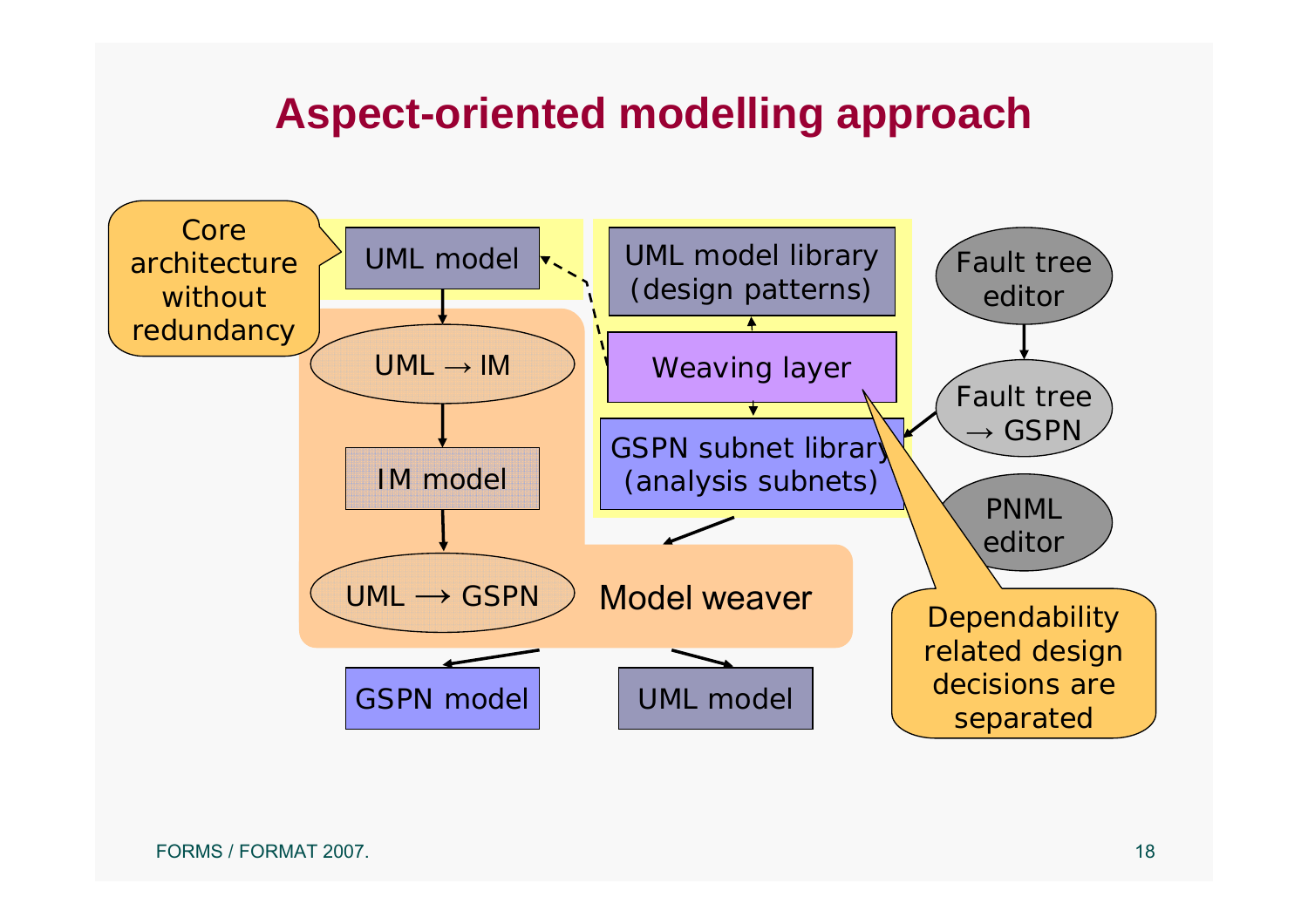# Aspect-oriented modelling approach

Core architecture without redundancy

UML model

UML → IM

IM model

UML → GSPN

Model weaver

UML model library (design patterns)

Weaving layer

GSPN subnet library (analysis subnets)

Fault tree editor

Fault tree → GSPN

PNML editor

Dependability related design decisions are separated

GSPN model

UML model

FORMS / FORMAT 2007.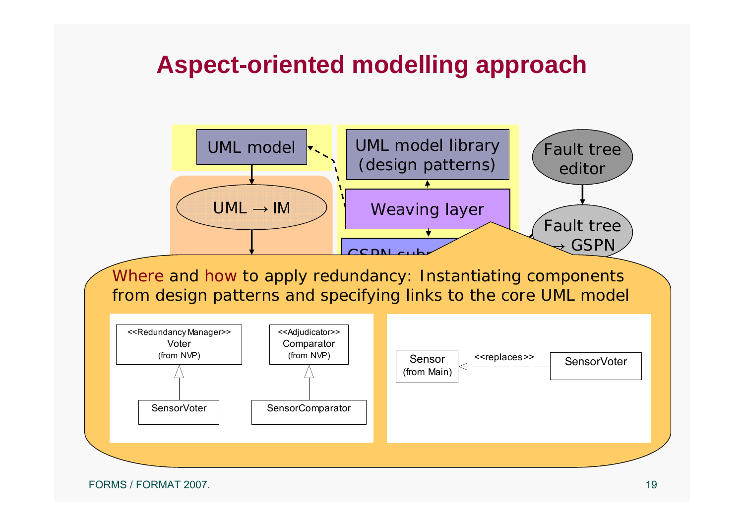# Aspect-oriented modelling approach

UML model

UML → IM

UML model library (design patterns)

Weaving layer

GSPN subm...

Fault tree editor

Fault tree → GSPN

Where and how to apply redundancy: Instantiating components from design patterns and specifying links to the core UML model

<<Redundancy Manager>> Voter (from NVP)

SensorVoter

<<Adjudicator>> Comparator (from NVP)

SensorComparator

Sensor (from Main) <<replaces>> SensorVoter

FORMS / FORMAT 2007.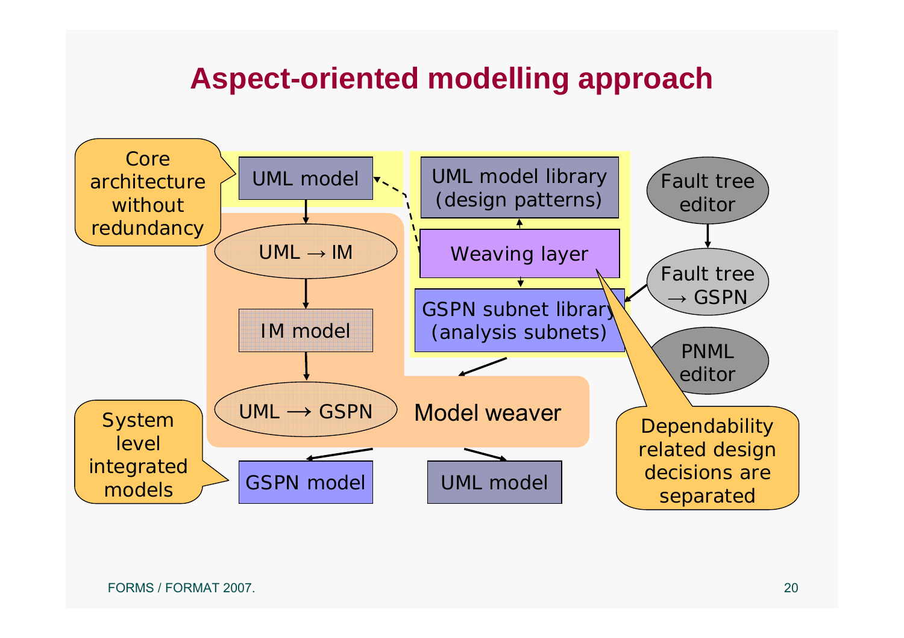# Aspect-oriented modelling approach

Core architecture without redundancy

UML model

UML → IM

IM model

UML → GSPN

Model weaver

System level integrated models

GSPN model

UML model

UML model library (design patterns)

Weaving layer

GSPN subnet library (analysis subnets)

Fault tree editor

Fault tree → GSPN

PNML editor

Dependability related design decisions are separated

FORMS / FORMAT 2007.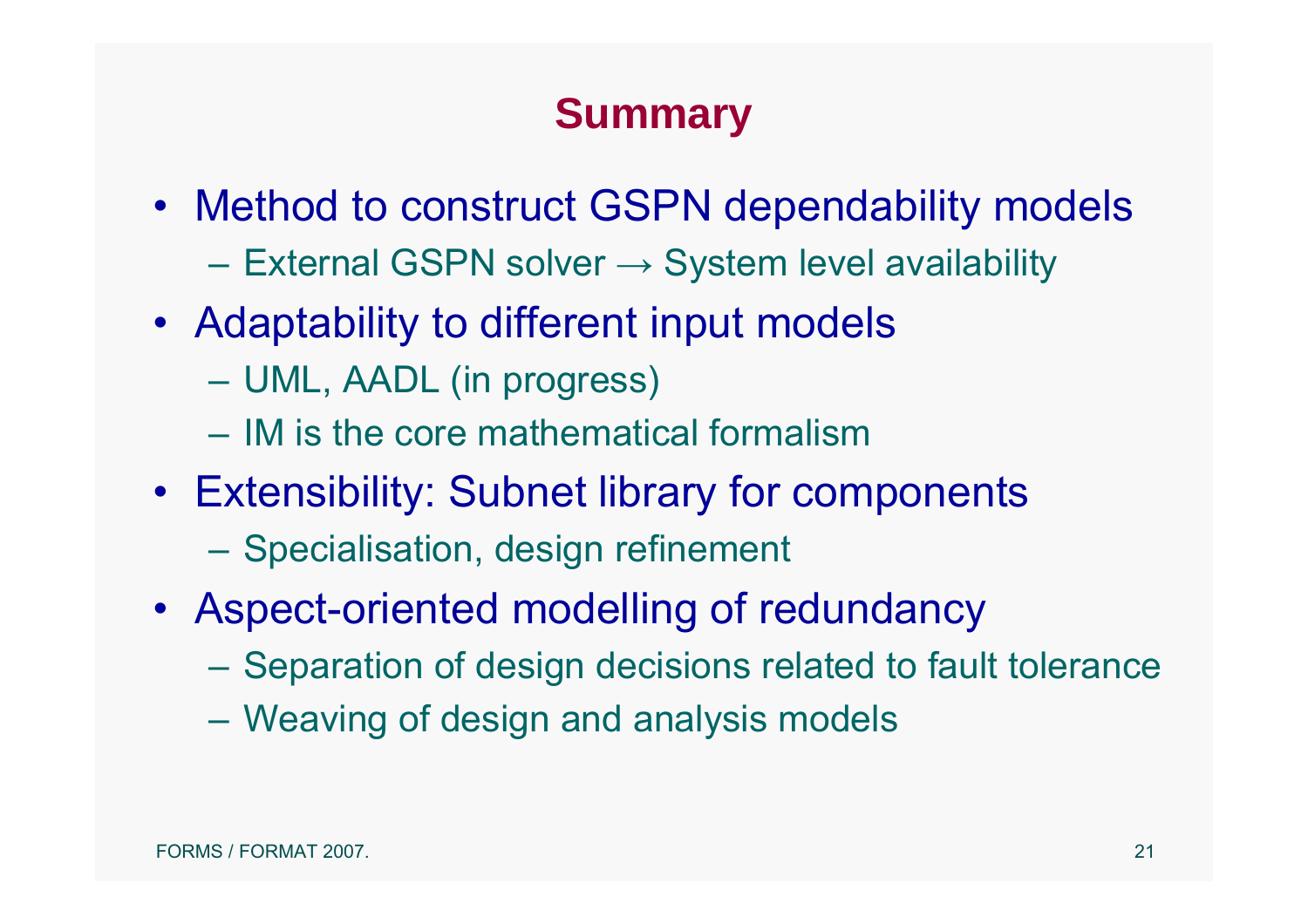# Summary

- Method to construct GSPN dependability models
  - External GSPN solver → System level availability
- Adaptability to different input models
  - UML, AADL (in progress)
  - IM is the core mathematical formalism
- Extensibility: Subnet library for components
  - Specialisation, design refinement
- Aspect-oriented modelling of redundancy
  - Separation of design decisions related to fault tolerance
  - Weaving of design and analysis models